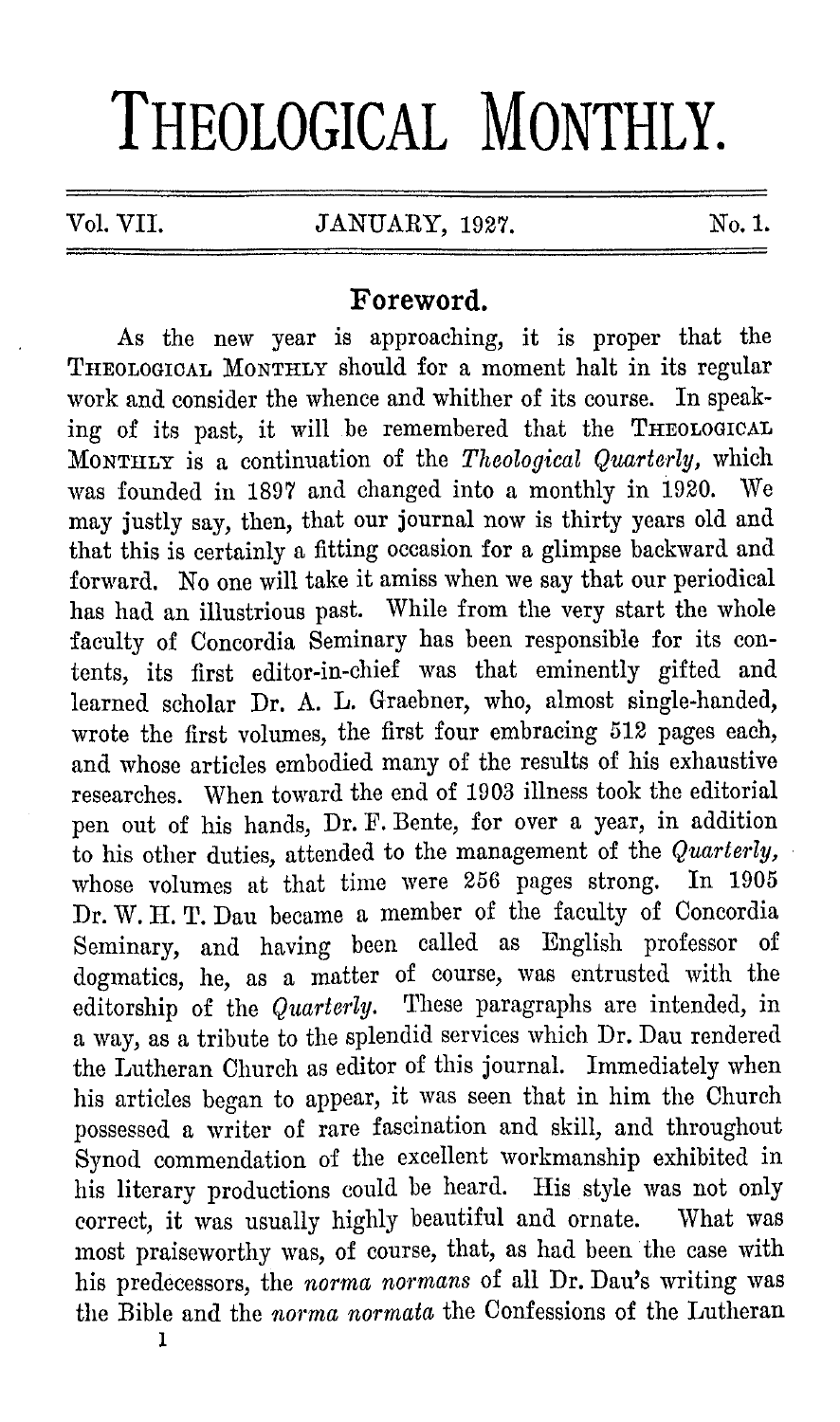# THEOLOGICAL MONTHLY.

Vol. VII. JANUARY, 1927. No. 1.

## Foreword.

As the new year is approaching, it is proper that the THEOLOGICAL MONTHLY should for a moment halt in its regular work and consider the whence and whither of its course. In speaking of its past, it will be remembered that the THEOLOGICAL MONTHLY is a continuation of the *Theological Quarterly*, which was founded in 1897 and changed into a monthly in 1920. We may justly say, then, that our journal now is thirty years old and that this is certainly a fitting occasion for a glimpse backward and forward. No one will take it amiss when we say that our periodical has had an illustrious past. While from the very start the whole faculty of Concordia Seminary has been responsible for its contents, its first editor-in-chief was that eminently gifted and learned scholar Dr. A. L. Graebner, who, almost single-handed, wrote the first volumes, the first four embracing 512 pages each, and whose articles embodied many of the results of his exhaustive researches. When toward the end of 1903 illness took the editorial pen out of his hands, Dr. F. Bente, for over a year, in addition to his other duties, attended to the management of the *Quarterly*, whose volumes at that time were 256 pages strong. In 1905 Dr. W. H. T. Dau became a member of the faculty of Concordia Seminary, and having been called as English professor of dogmatics, he, as a matter of course, was entrusted with the editorship of the *Quarterly*. These paragraphs are intended, in a way, as a tribute to the splendid services which Dr. Dau rendered the Lutheran Church as editor of this journal. Immediately when his articles began to appear, it was seen that in him the Church possessed a writer of rare fascination and skill, and throughout Synod commendation of the excellent workmanship exhibited in his literary productions could be heard. His style was not only correct, it was usually highly beautiful and ornate. What was most praiseworthy was, of course, that, as had been the case with his predecessors, the *norma normans* of all Dr. Dau's writing was the Bible and the *norma normata* the Confessions of the Lutheran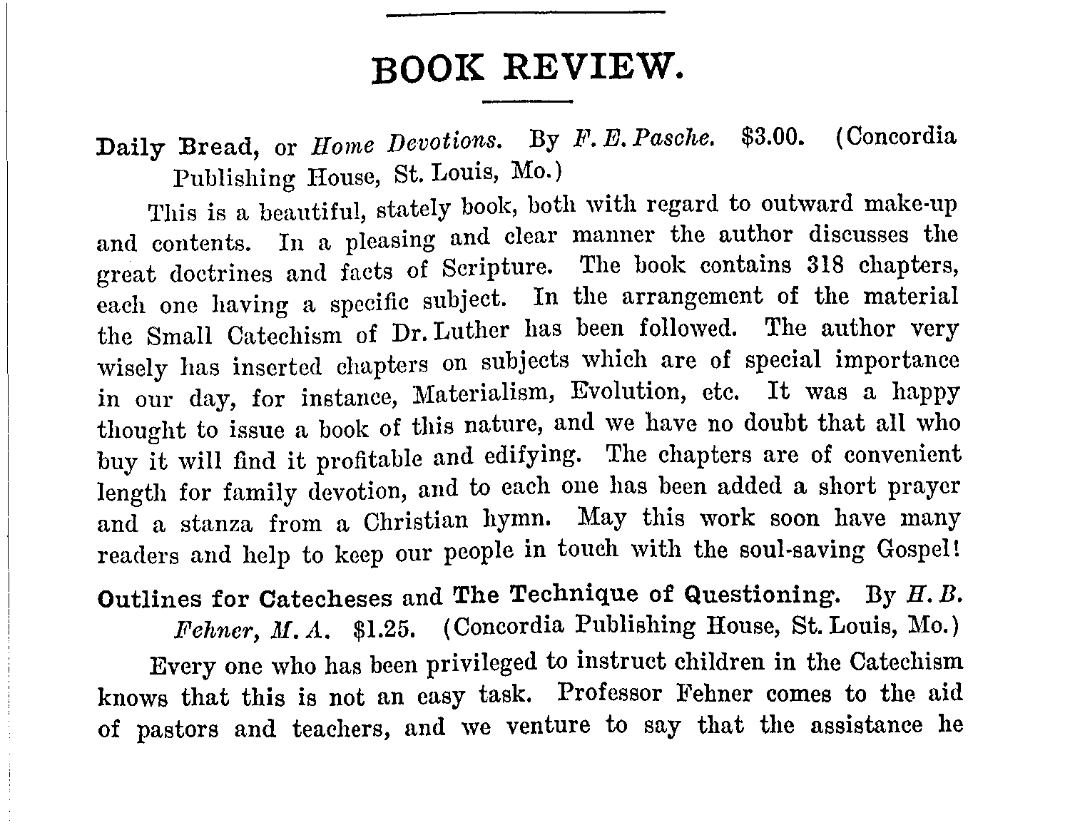## BOOK REVIEW.

**Daily Bread,** or *Home Devotions.* By *F. E. Pasche.* $3.00. (Concordia Publishing House, St. Louis, Mo.)

This is a beautiful, stately book, both with regard to outward make-up and contents. In a pleasing and clear manner the author discusses the great doctrines and facts of Scripture. The book contains 318 chapters, each one having a specific subject. In the arrangement of the material the Small Catechism of Dr. Luther has been followed. The author very wisely has inserted chapters on subjects which are of special importance in our day, for instance, Materialism, Evolution, etc. It was a happy thought to issue a book of this nature, and we have no doubt that all who buy it will find it profitable and edifying. The chapters are of convenient length for family devotion, and to each one has been added a short prayer and a stanza from a Christian hymn. May this work soon have many readers and help to keep our people in touch with the soul-saving Gospel!

**Outlines for Catecheses and The Technique of Questioning.** By *H. B. Fehner, M. A.* $1.25. (Concordia Publishing House, St. Louis, Mo.)

Every one who has been privileged to instruct children in the Catechism knows that this is not an easy task. Professor Fehner comes to the aid of pastors and teachers, and we venture to say that the assistance he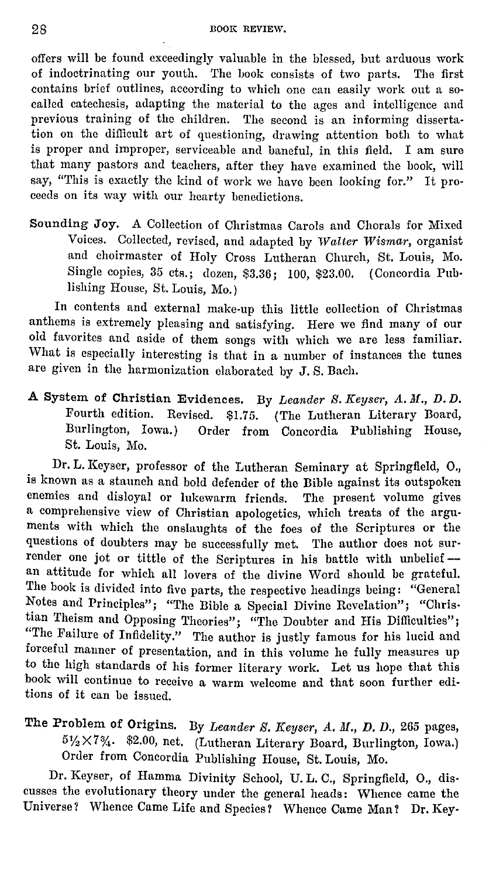offers will be found exceedingly valuable in the blessed, but arduous work of indoctrinating our youth. The book consists of two parts. The first contains brief outlines, according to which one can easily work out a so-called catechesis, adapting the material to the ages and intelligence and previous training of the children. The second is an informing dissertation on the difficult art of questioning, drawing attention both to what is proper and improper, serviceable and baneful, in this field. I am sure that many pastors and teachers, after they have examined the book, will say, "This is exactly the kind of work we have been looking for." It proceeds on its way with our hearty benedictions.

**Sounding Joy.** A Collection of Christmas Carols and Chorals for Mixed Voices. Collected, revised, and adapted by *Walter Wismar*, organist and choirmaster of Holy Cross Lutheran Church, St. Louis, Mo. Single copies, 35 cts.; dozen, $3.36; 100, $23.00. (Concordia Publishing House, St. Louis, Mo.)

In contents and external make-up this little collection of Christmas anthems is extremely pleasing and satisfying. Here we find many of our old favorites and aside of them songs with which we are less familiar. What is especially interesting is that in a number of instances the tunes are given in the harmonization elaborated by J. S. Bach.

**A System of Christian Evidences.** By *Leander S. Keyser, A. M., D. D.* Fourth edition. Revised. $1.75. (The Lutheran Literary Board, Burlington, Iowa.) Order from Concordia Publishing House, St. Louis, Mo.

Dr. L. Keyser, professor of the Lutheran Seminary at Springfield, O., is known as a staunch and bold defender of the Bible against its outspoken enemies and disloyal or lukewarm friends. The present volume gives a comprehensive view of Christian apologetics, which treats of the arguments with which the onslaughts of the foes of the Scriptures or the questions of doubters may be successfully met. The author does not surrender one jot or tittle of the Scriptures in his battle with unbelief — an attitude for which all lovers of the divine Word should be grateful. The book is divided into five parts, the respective headings being: "General Notes and Principles"; "The Bible a Special Divine Revelation"; "Christian Theism and Opposing Theories"; "The Doubter and His Difficulties"; "The Failure of Infidelity." The author is justly famous for his lucid and forceful manner of presentation, and in this volume he fully measures up to the high standards of his former literary work. Let us hope that this book will continue to receive a warm welcome and that soon further editions of it can be issued.

**The Problem of Origins.** By *Leander S. Keyser, A. M., D. D.*, 265 pages, 5½×7¾. $2.00, net. (Lutheran Literary Board, Burlington, Iowa.) Order from Concordia Publishing House, St. Louis, Mo.

Dr. Keyser, of Hamma Divinity School, U. L. C., Springfield, O., discusses the evolutionary theory under the general heads: Whence came the Universe? Whence Came Life and Species? Whence Came Man? Dr. Key-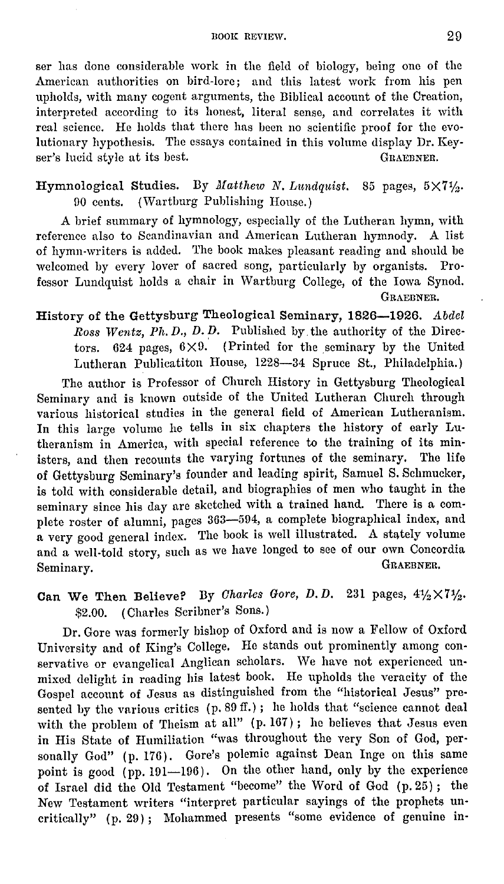ser has done considerable work in the field of biology, being one of the American authorities on bird-lore; and this latest work from his pen upholds, with many cogent arguments, the Biblical account of the Creation, interpreted according to its honest, literal sense, and correlates it with real science. He holds that there has been no scientific proof for the evolutionary hypothesis. The essays contained in this volume display Dr. Keyser's lucid style at its best. GRAEBNER.

**Hymnological Studies.** By *Matthew N. Lundquist.* 85 pages, 5×7½. 90 cents. (Wartburg Publishing House.)

A brief summary of hymnology, especially of the Lutheran hymn, with reference also to Scandinavian and American Lutheran hymnody. A list of hymn-writers is added. The book makes pleasant reading and should be welcomed by every lover of sacred song, particularly by organists. Professor Lundquist holds a chair in Wartburg College, of the Iowa Synod. GRAEBNER.

**History of the Gettysburg Theological Seminary, 1826—1926.** *Abdel Ross Wentz, Ph. D., D. D.* Published by the authority of the Directors. 624 pages, 6×9. (Printed for the seminary by the United Lutheran Publicatiton House, 1228—34 Spruce St., Philadelphia.)

The author is Professor of Church History in Gettysburg Theological Seminary and is known outside of the United Lutheran Church through various historical studies in the general field of American Lutheranism. In this large volume he tells in six chapters the history of early Lutheranism in America, with special reference to the training of its ministers, and then recounts the varying fortunes of the seminary. The life of Gettysburg Seminary's founder and leading spirit, Samuel S. Schmucker, is told with considerable detail, and biographies of men who taught in the seminary since his day are sketched with a trained hand. There is a complete roster of alumni, pages 363—594, a complete biographical index, and a very good general index. The book is well illustrated. A stately volume and a well-told story, such as we have longed to see of our own Concordia Seminary. GRAEBNER.

**Can We Then Believe?** By *Charles Gore, D. D.* 231 pages, 4½×7½. $2.00. (Charles Scribner's Sons.)

Dr. Gore was formerly bishop of Oxford and is now a Fellow of Oxford University and of King's College. He stands out prominently among conservative or evangelical Anglican scholars. We have not experienced unmixed delight in reading his latest book. He upholds the veracity of the Gospel account of Jesus as distinguished from the "historical Jesus" presented by the various critics (p. 89 ff.); he holds that "science cannot deal with the problem of Theism at all" (p. 167); he believes that Jesus even in His State of Humiliation "was throughout the very Son of God, personally God" (p. 176). Gore's polemic against Dean Inge on this same point is good (pp. 191—196). On the other hand, only by the experience of Israel did the Old Testament "become" the Word of God (p. 25); the New Testament writers "interpret particular sayings of the prophets uncritically" (p. 29); Mohammed presents "some evidence of genuine in-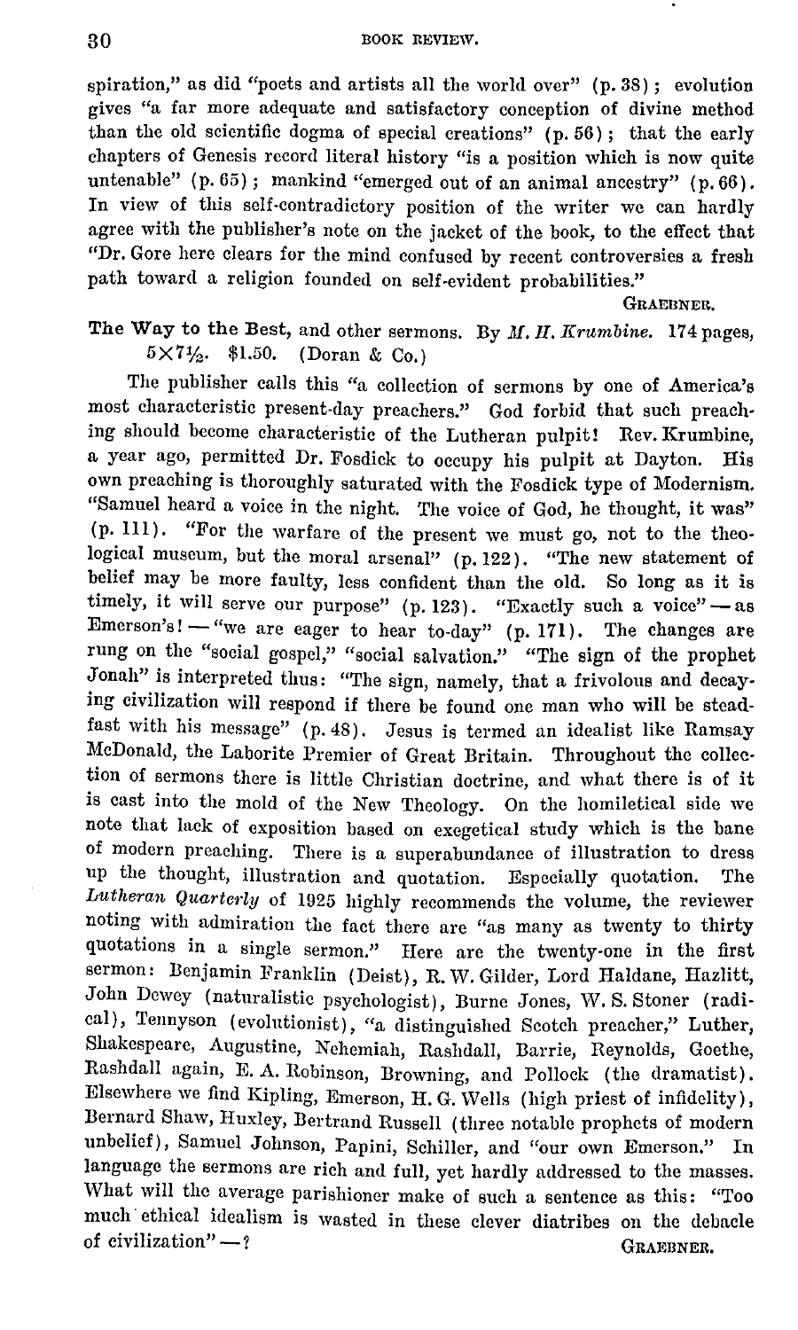spiration," as did "poets and artists all the world over" (p. 38); evolution gives "a far more adequate and satisfactory conception of divine method than the old scientific dogma of special creations" (p. 56); that the early chapters of Genesis record literal history "is a position which is now quite untenable" (p. 65); mankind "emerged out of an animal ancestry" (p. 66). In view of this self-contradictory position of the writer we can hardly agree with the publisher's note on the jacket of the book, to the effect that "Dr. Gore here clears for the mind confused by recent controversies a fresh path toward a religion founded on self-evident probabilities."

GRAEBNER.

**The Way to the Best,** and other sermons. By *M. H. Krumbine.* 174 pages, 5×7½. $1.50. (Doran & Co.)

The publisher calls this "a collection of sermons by one of America's most characteristic present-day preachers." God forbid that such preaching should become characteristic of the Lutheran pulpit! Rev. Krumbine, a year ago, permitted Dr. Fosdick to occupy his pulpit at Dayton. His own preaching is thoroughly saturated with the Fosdick type of Modernism. "Samuel heard a voice in the night. The voice of God, he thought, it was" (p. 111). "For the warfare of the present we must go, not to the theological museum, but the moral arsenal" (p. 122). "The new statement of belief may be more faulty, less confident than the old. So long as it is timely, it will serve our purpose" (p. 123). "Exactly such a voice" — as Emerson's! — "we are eager to hear to-day" (p. 171). The changes are rung on the "social gospel," "social salvation." "The sign of the prophet Jonah" is interpreted thus: "The sign, namely, that a frivolous and decaying civilization will respond if there be found one man who will be steadfast with his message" (p. 48). Jesus is termed an idealist like Ramsay McDonald, the Laborite Premier of Great Britain. Throughout the collection of sermons there is little Christian doctrine, and what there is of it is cast into the mold of the New Theology. On the homiletical side we note that lack of exposition based on exegetical study which is the bane of modern preaching. There is a superabundance of illustration to dress up the thought, illustration and quotation. Especially quotation. The *Lutheran Quarterly* of 1925 highly recommends the volume, the reviewer noting with admiration the fact there are "as many as twenty to thirty quotations in a single sermon." Here are the twenty-one in the first sermon: Benjamin Franklin (Deist), R. W. Gilder, Lord Haldane, Hazlitt, John Dewey (naturalistic psychologist), Burne Jones, W. S. Stoner (radical), Tennyson (evolutionist), "a distinguished Scotch preacher," Luther, Shakespeare, Augustine, Nehemiah, Rashdall, Barrie, Reynolds, Goethe, Rashdall again, E. A. Robinson, Browning, and Pollock (the dramatist). Elsewhere we find Kipling, Emerson, H. G. Wells (high priest of infidelity), Bernard Shaw, Huxley, Bertrand Russell (three notable prophets of modern unbelief), Samuel Johnson, Papini, Schiller, and "our own Emerson." In language the sermons are rich and full, yet hardly addressed to the masses. What will the average parishioner make of such a sentence as this: "Too much ethical idealism is wasted in these clever diatribes on the debacle of civilization" —?

GRAEBNER.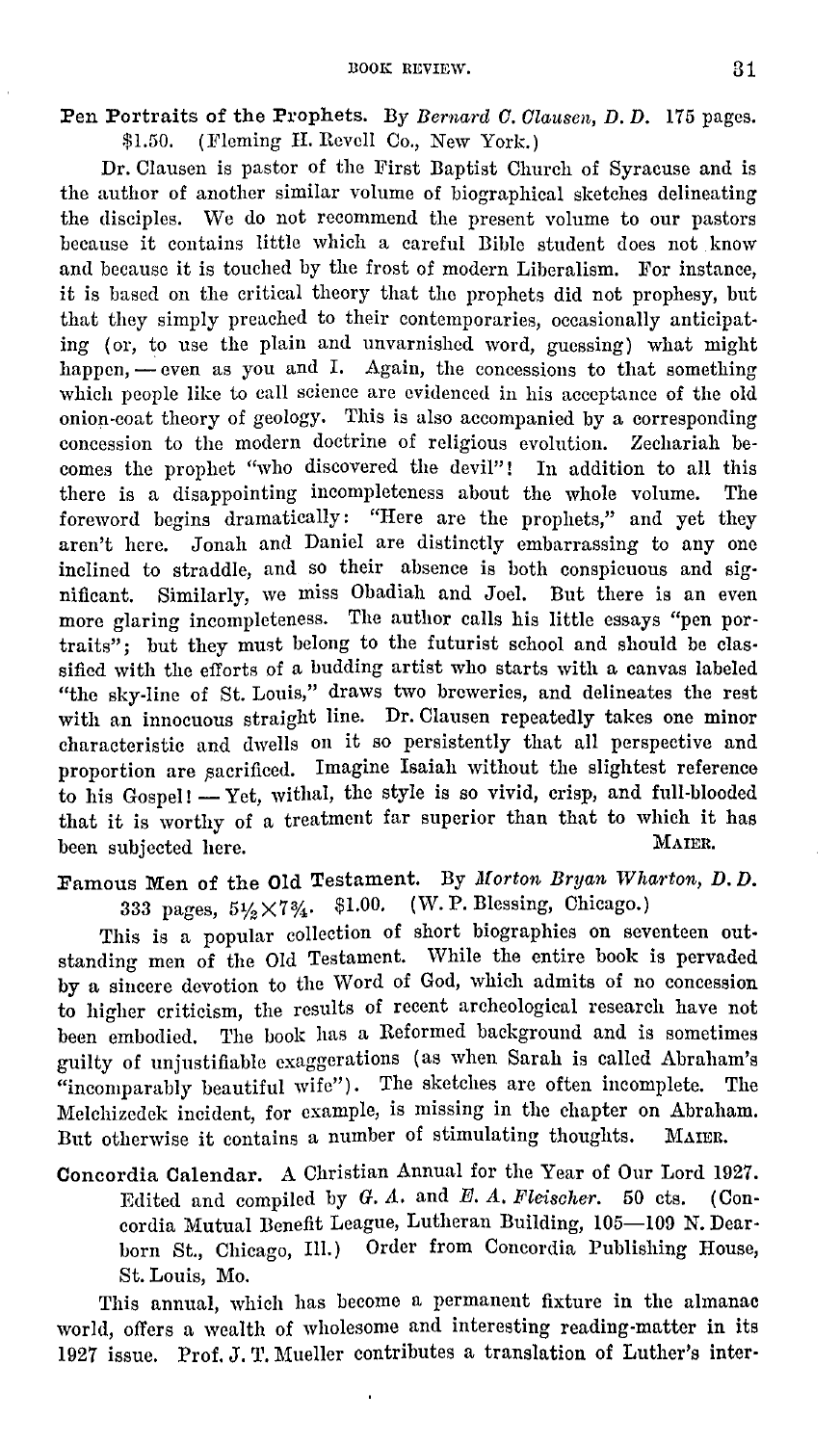**Pen Portraits of the Prophets.** By *Bernard C. Clausen, D. D.* 175 pages. $1.50. (Fleming H. Revell Co., New York.)

Dr. Clausen is pastor of the First Baptist Church of Syracuse and is the author of another similar volume of biographical sketches delineating the disciples. We do not recommend the present volume to our pastors because it contains little which a careful Bible student does not know and because it is touched by the frost of modern Liberalism. For instance, it is based on the critical theory that the prophets did not prophesy, but that they simply preached to their contemporaries, occasionally anticipating (or, to use the plain and unvarnished word, guessing) what might happen, — even as you and I. Again, the concessions to that something which people like to call science are evidenced in his acceptance of the old onion-coat theory of geology. This is also accompanied by a corresponding concession to the modern doctrine of religious evolution. Zechariah becomes the prophet "who discovered the devil"! In addition to all this there is a disappointing incompleteness about the whole volume. The foreword begins dramatically: "Here are the prophets," and yet they aren't here. Jonah and Daniel are distinctly embarrassing to any one inclined to straddle, and so their absence is both conspicuous and significant. Similarly, we miss Obadiah and Joel. But there is an even more glaring incompleteness. The author calls his little essays "pen portraits"; but they must belong to the futurist school and should be classified with the efforts of a budding artist who starts with a canvas labeled "the sky-line of St. Louis," draws two breweries, and delineates the rest with an innocuous straight line. Dr. Clausen repeatedly takes one minor characteristic and dwells on it so persistently that all perspective and proportion are sacrificed. Imagine Isaiah without the slightest reference to his Gospel! — Yet, withal, the style is so vivid, crisp, and full-blooded that it is worthy of a treatment far superior than that to which it has been subjected here. MAIER.

**Famous Men of the Old Testament.** By *Morton Bryan Wharton, D. D.* 333 pages, 5½×7¾. $1.00. (W. P. Blessing, Chicago.)

This is a popular collection of short biographies on seventeen outstanding men of the Old Testament. While the entire book is pervaded by a sincere devotion to the Word of God, which admits of no concession to higher criticism, the results of recent archeological research have not been embodied. The book has a Reformed background and is sometimes guilty of unjustifiable exaggerations (as when Sarah is called Abraham's "incomparably beautiful wife"). The sketches are often incomplete. The Melchizedek incident, for example, is missing in the chapter on Abraham. But otherwise it contains a number of stimulating thoughts. MAIER.

**Concordia Calendar.** A Christian Annual for the Year of Our Lord 1927. Edited and compiled by *G. A.* and *E. A. Fleischer.* 50 cts. (Concordia Mutual Benefit League, Lutheran Building, 105—109 N. Dearborn St., Chicago, Ill.) Order from Concordia Publishing House, St. Louis, Mo.

This annual, which has become a permanent fixture in the almanac world, offers a wealth of wholesome and interesting reading-matter in its 1927 issue. Prof. J. T. Mueller contributes a translation of Luther's inter-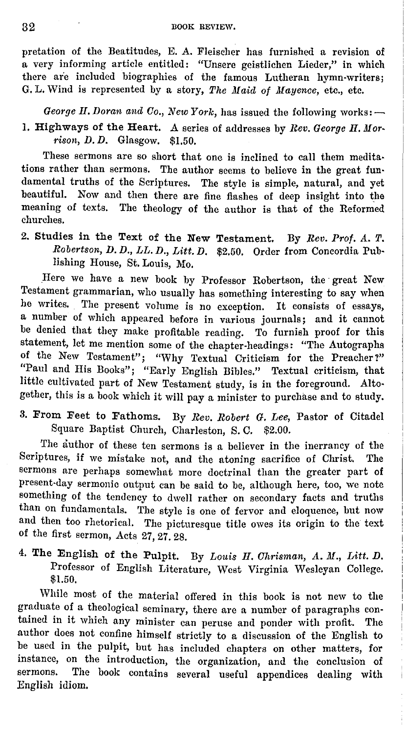pretation of the Beatitudes, E. A. Fleischer has furnished a revision of a very informing article entitled: "Unsere geistlichen Lieder," in which there are included biographies of the famous Lutheran hymn-writers; G. L. Wind is represented by a story, *The Maid of Mayence*, etc., etc.

*George H. Doran and Co., New York*, has issued the following works: —

1. **Highways of the Heart.** A series of addresses by *Rev. George H. Morrison, D. D.* Glasgow. $1.50.

These sermons are so short that one is inclined to call them meditations rather than sermons. The author seems to believe in the great fundamental truths of the Scriptures. The style is simple, natural, and yet beautiful. Now and then there are fine flashes of deep insight into the meaning of texts. The theology of the author is that of the Reformed churches.

2. **Studies in the Text of the New Testament.** By *Rev. Prof. A. T. Robertson, D. D., LL. D., Litt. D.* $2.50. Order from Concordia Publishing House, St. Louis, Mo.

Here we have a new book by Professor Robertson, the great New Testament grammarian, who usually has something interesting to say when he writes. The present volume is no exception. It consists of essays, a number of which appeared before in various journals; and it cannot be denied that they make profitable reading. To furnish proof for this statement, let me mention some of the chapter-headings: "The Autographs of the New Testament"; "Why Textual Criticism for the Preacher?" "Paul and His Books"; "Early English Bibles." Textual criticism, that little cultivated part of New Testament study, is in the foreground. Altogether, this is a book which it will pay a minister to purchase and to study.

3. **From Feet to Fathoms.** By *Rev. Robert G. Lee*, Pastor of Citadel Square Baptist Church, Charleston, S. C. $2.00.

The author of these ten sermons is a believer in the inerrancy of the Scriptures, if we mistake not, and the atoning sacrifice of Christ. The sermons are perhaps somewhat more doctrinal than the greater part of present-day sermonic output can be said to be, although here, too, we note something of the tendency to dwell rather on secondary facts and truths than on fundamentals. The style is one of fervor and eloquence, but now and then too rhetorical. The picturesque title owes its origin to the text of the first sermon, Acts 27, 27. 28.

4. **The English of the Pulpit.** By *Louis H. Chrisman, A. M., Litt. D.* Professor of English Literature, West Virginia Wesleyan College. $1.50.

While most of the material offered in this book is not new to the graduate of a theological seminary, there are a number of paragraphs contained in it which any minister can peruse and ponder with profit. The author does not confine himself strictly to a discussion of the English to be used in the pulpit, but has included chapters on other matters, for instance, on the introduction, the organization, and the conclusion of sermons. The book contains several useful appendices dealing with English idiom.